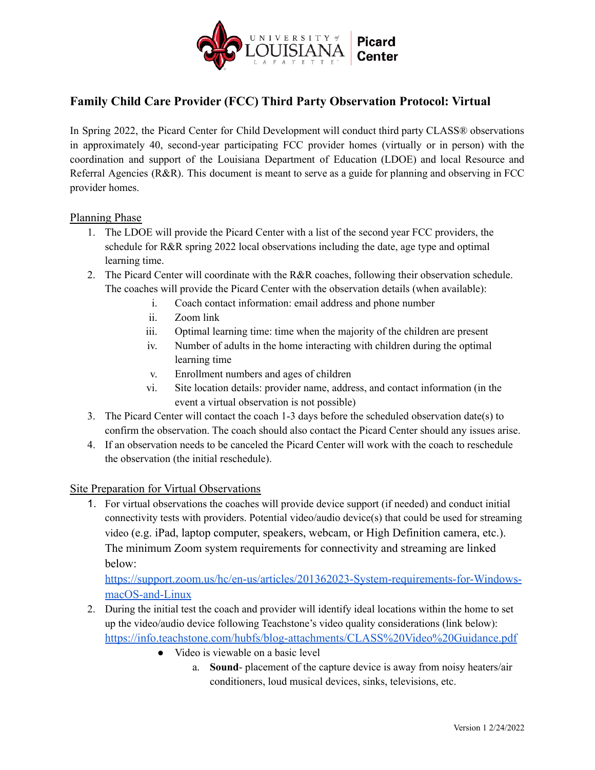# Family Child Care Provider (FCC) Third Party Observation Protocol: Virtual

In Spring 2022, the Picard Center for Child Development will conduct third party CLASS® observations in approximately 40, second-year participating FCC provider homes (virtually or in person) with the coordination and support of the Louisiana Department of Education (LDOE) and local Resource and Referral Agencies (R&R). This document is meant to serve as a guide for planning and observing in FCC provider homes.

## Planning Phase

1. The LDOE will provide the Picard Center with a list of the second year FCC providers, the schedule for R&R spring 2022 local observations including the date, age type and optimal learning time.
2. The Picard Center will coordinate with the R&R coaches, following their observation schedule. The coaches will provide the Picard Center with the observation details (when available):
   i. Coach contact information: email address and phone number
   ii. Zoom link
   iii. Optimal learning time: time when the majority of the children are present
   iv. Number of adults in the home interacting with children during the optimal learning time
   v. Enrollment numbers and ages of children
   vi. Site location details: provider name, address, and contact information (in the event a virtual observation is not possible)
3. The Picard Center will contact the coach 1-3 days before the scheduled observation date(s) to confirm the observation. The coach should also contact the Picard Center should any issues arise.
4. If an observation needs to be canceled the Picard Center will work with the coach to reschedule the observation (the initial reschedule).

## Site Preparation for Virtual Observations

1. For virtual observations the coaches will provide device support (if needed) and conduct initial connectivity tests with providers. Potential video/audio device(s) that could be used for streaming video (e.g. iPad, laptop computer, speakers, webcam, or High Definition camera, etc.). The minimum Zoom system requirements for connectivity and streaming are linked below:
   https://support.zoom.us/hc/en-us/articles/201362023-System-requirements-for-Windows-macOS-and-Linux
2. During the initial test the coach and provider will identify ideal locations within the home to set up the video/audio device following Teachstone's video quality considerations (link below):
   https://info.teachstone.com/hubfs/blog-attachments/CLASS%20Video%20Guidance.pdf
   - Video is viewable on a basic level
     a. **Sound**- placement of the capture device is away from noisy heaters/air conditioners, loud musical devices, sinks, televisions, etc.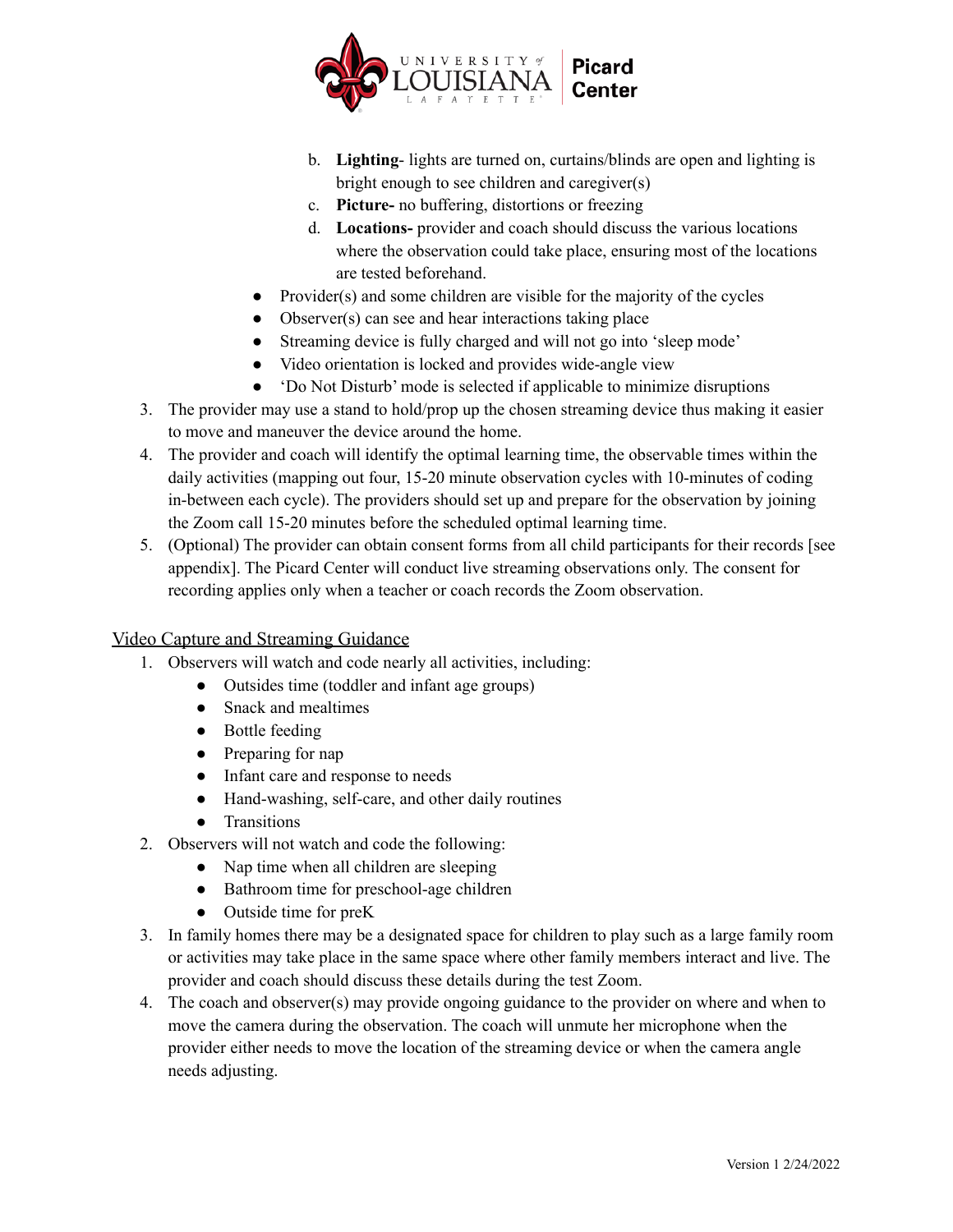b. **Lighting**- lights are turned on, curtains/blinds are open and lighting is bright enough to see children and caregiver(s)
   c. **Picture-** no buffering, distortions or freezing
   d. **Locations-** provider and coach should discuss the various locations where the observation could take place, ensuring most of the locations are tested beforehand.
   - Provider(s) and some children are visible for the majority of the cycles
   - Observer(s) can see and hear interactions taking place
   - Streaming device is fully charged and will not go into 'sleep mode'
   - Video orientation is locked and provides wide-angle view
   - 'Do Not Disturb' mode is selected if applicable to minimize disruptions
3. The provider may use a stand to hold/prop up the chosen streaming device thus making it easier to move and maneuver the device around the home.
4. The provider and coach will identify the optimal learning time, the observable times within the daily activities (mapping out four, 15-20 minute observation cycles with 10-minutes of coding in-between each cycle). The providers should set up and prepare for the observation by joining the Zoom call 15-20 minutes before the scheduled optimal learning time.
5. (Optional) The provider can obtain consent forms from all child participants for their records [see appendix]. The Picard Center will conduct live streaming observations only. The consent for recording applies only when a teacher or coach records the Zoom observation.

## Video Capture and Streaming Guidance

1. Observers will watch and code nearly all activities, including:
   - Outsides time (toddler and infant age groups)
   - Snack and mealtimes
   - Bottle feeding
   - Preparing for nap
   - Infant care and response to needs
   - Hand-washing, self-care, and other daily routines
   - Transitions
2. Observers will not watch and code the following:
   - Nap time when all children are sleeping
   - Bathroom time for preschool-age children
   - Outside time for preK
3. In family homes there may be a designated space for children to play such as a large family room or activities may take place in the same space where other family members interact and live. The provider and coach should discuss these details during the test Zoom.
4. The coach and observer(s) may provide ongoing guidance to the provider on where and when to move the camera during the observation. The coach will unmute her microphone when the provider either needs to move the location of the streaming device or when the camera angle needs adjusting.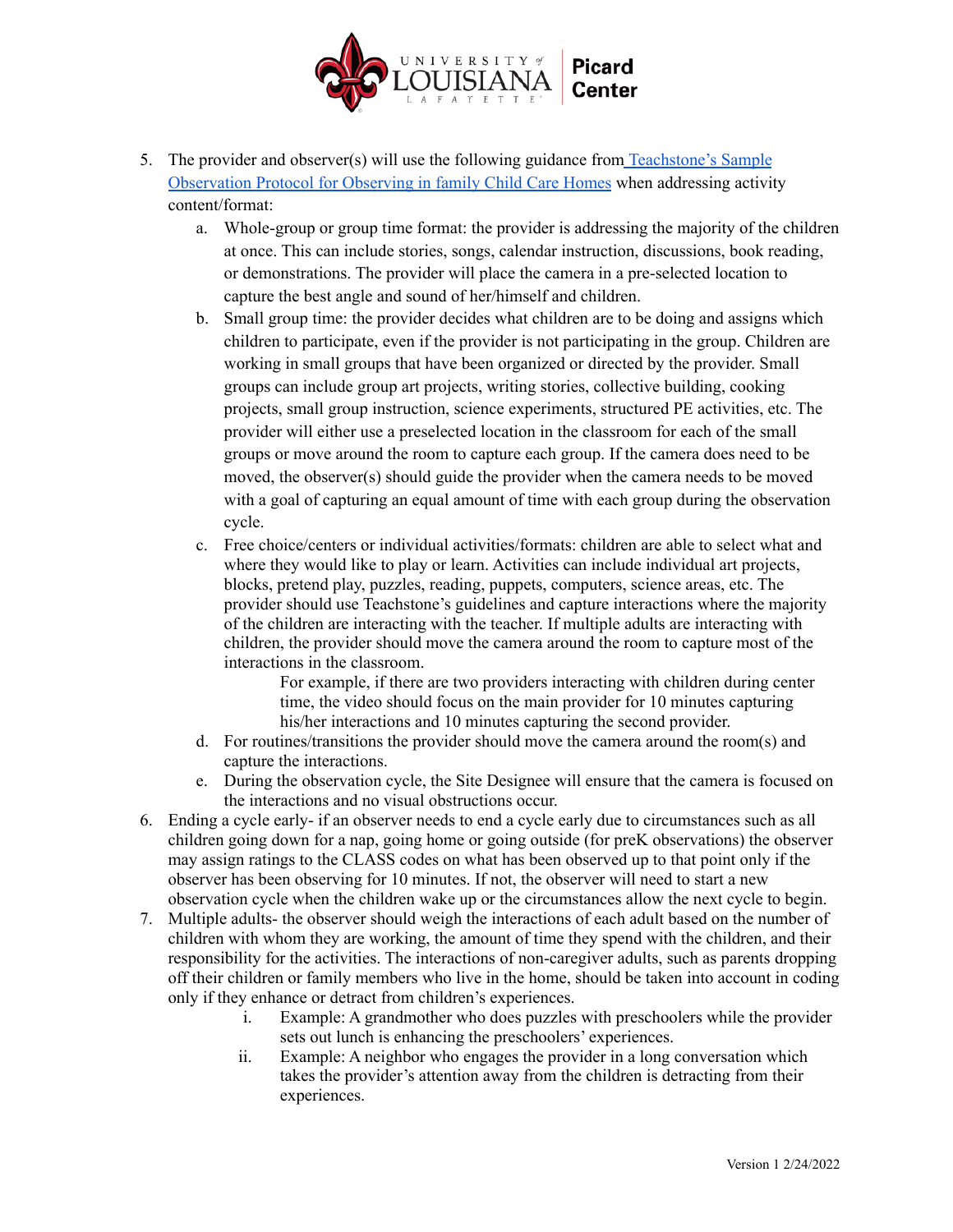5. The provider and observer(s) will use the following guidance from [Teachstone's Sample Observation Protocol for Observing in family Child Care Homes] when addressing activity content/format:
    a. Whole-group or group time format: the provider is addressing the majority of the children at once. This can include stories, songs, calendar instruction, discussions, book reading, or demonstrations. The provider will place the camera in a pre-selected location to capture the best angle and sound of her/himself and children.
    b. Small group time: the provider decides what children are to be doing and assigns which children to participate, even if the provider is not participating in the group. Children are working in small groups that have been organized or directed by the provider. Small groups can include group art projects, writing stories, collective building, cooking projects, small group instruction, science experiments, structured PE activities, etc. The provider will either use a preselected location in the classroom for each of the small groups or move around the room to capture each group. If the camera does need to be moved, the observer(s) should guide the provider when the camera needs to be moved with a goal of capturing an equal amount of time with each group during the observation cycle.
    c. Free choice/centers or individual activities/formats: children are able to select what and where they would like to play or learn. Activities can include individual art projects, blocks, pretend play, puzzles, reading, puppets, computers, science areas, etc. The provider should use Teachstone's guidelines and capture interactions where the majority of the children are interacting with the teacher. If multiple adults are interacting with children, the provider should move the camera around the room to capture most of the interactions in the classroom.

        For example, if there are two providers interacting with children during center time, the video should focus on the main provider for 10 minutes capturing his/her interactions and 10 minutes capturing the second provider.
    d. For routines/transitions the provider should move the camera around the room(s) and capture the interactions.
    e. During the observation cycle, the Site Designee will ensure that the camera is focused on the interactions and no visual obstructions occur.
6. Ending a cycle early- if an observer needs to end a cycle early due to circumstances such as all children going down for a nap, going home or going outside (for preK observations) the observer may assign ratings to the CLASS codes on what has been observed up to that point only if the observer has been observing for 10 minutes. If not, the observer will need to start a new observation cycle when the children wake up or the circumstances allow the next cycle to begin.
7. Multiple adults- the observer should weigh the interactions of each adult based on the number of children with whom they are working, the amount of time they spend with the children, and their responsibility for the activities. The interactions of non-caregiver adults, such as parents dropping off their children or family members who live in the home, should be taken into account in coding only if they enhance or detract from children's experiences.
    i. Example: A grandmother who does puzzles with preschoolers while the provider sets out lunch is enhancing the preschoolers' experiences.
    ii. Example: A neighbor who engages the provider in a long conversation which takes the provider's attention away from the children is detracting from their experiences.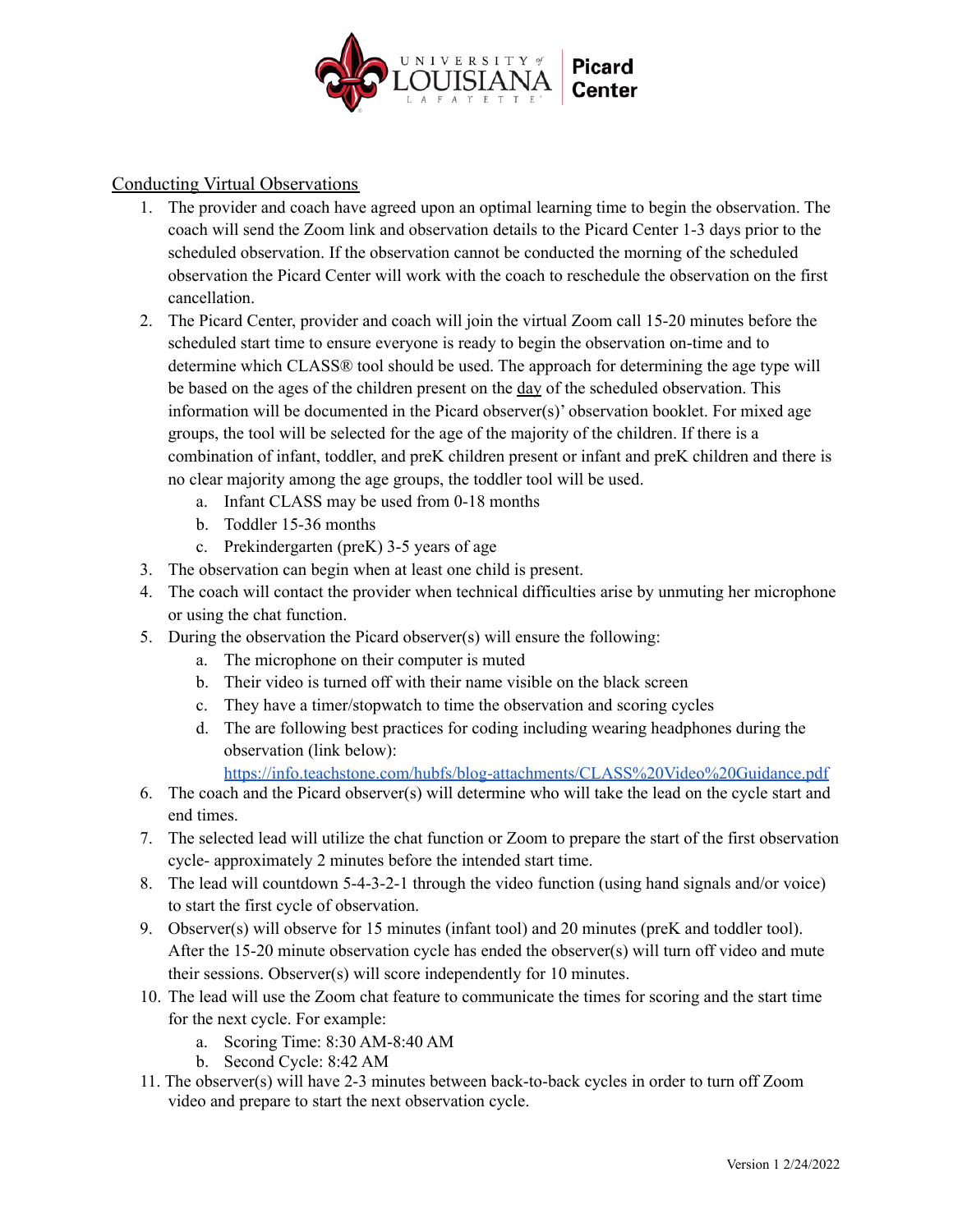## Conducting Virtual Observations

1. The provider and coach have agreed upon an optimal learning time to begin the observation. The coach will send the Zoom link and observation details to the Picard Center 1-3 days prior to the scheduled observation. If the observation cannot be conducted the morning of the scheduled observation the Picard Center will work with the coach to reschedule the observation on the first cancellation.
2. The Picard Center, provider and coach will join the virtual Zoom call 15-20 minutes before the scheduled start time to ensure everyone is ready to begin the observation on-time and to determine which CLASS® tool should be used. The approach for determining the age type will be based on the ages of the children present on the day of the scheduled observation. This information will be documented in the Picard observer(s)' observation booklet. For mixed age groups, the tool will be selected for the age of the majority of the children. If there is a combination of infant, toddler, and preK children present or infant and preK children and there is no clear majority among the age groups, the toddler tool will be used.
   a. Infant CLASS may be used from 0-18 months
   b. Toddler 15-36 months
   c. Prekindergarten (preK) 3-5 years of age
3. The observation can begin when at least one child is present.
4. The coach will contact the provider when technical difficulties arise by unmuting her microphone or using the chat function.
5. During the observation the Picard observer(s) will ensure the following:
   a. The microphone on their computer is muted
   b. Their video is turned off with their name visible on the black screen
   c. They have a timer/stopwatch to time the observation and scoring cycles
   d. The are following best practices for coding including wearing headphones during the observation (link below): https://info.teachstone.com/hubfs/blog-attachments/CLASS%20Video%20Guidance.pdf
6. The coach and the Picard observer(s) will determine who will take the lead on the cycle start and end times.
7. The selected lead will utilize the chat function or Zoom to prepare the start of the first observation cycle- approximately 2 minutes before the intended start time.
8. The lead will countdown 5-4-3-2-1 through the video function (using hand signals and/or voice) to start the first cycle of observation.
9. Observer(s) will observe for 15 minutes (infant tool) and 20 minutes (preK and toddler tool). After the 15-20 minute observation cycle has ended the observer(s) will turn off video and mute their sessions. Observer(s) will score independently for 10 minutes.
10. The lead will use the Zoom chat feature to communicate the times for scoring and the start time for the next cycle. For example:
    a. Scoring Time: 8:30 AM-8:40 AM
    b. Second Cycle: 8:42 AM
11. The observer(s) will have 2-3 minutes between back-to-back cycles in order to turn off Zoom video and prepare to start the next observation cycle.

Version 1 2/24/2022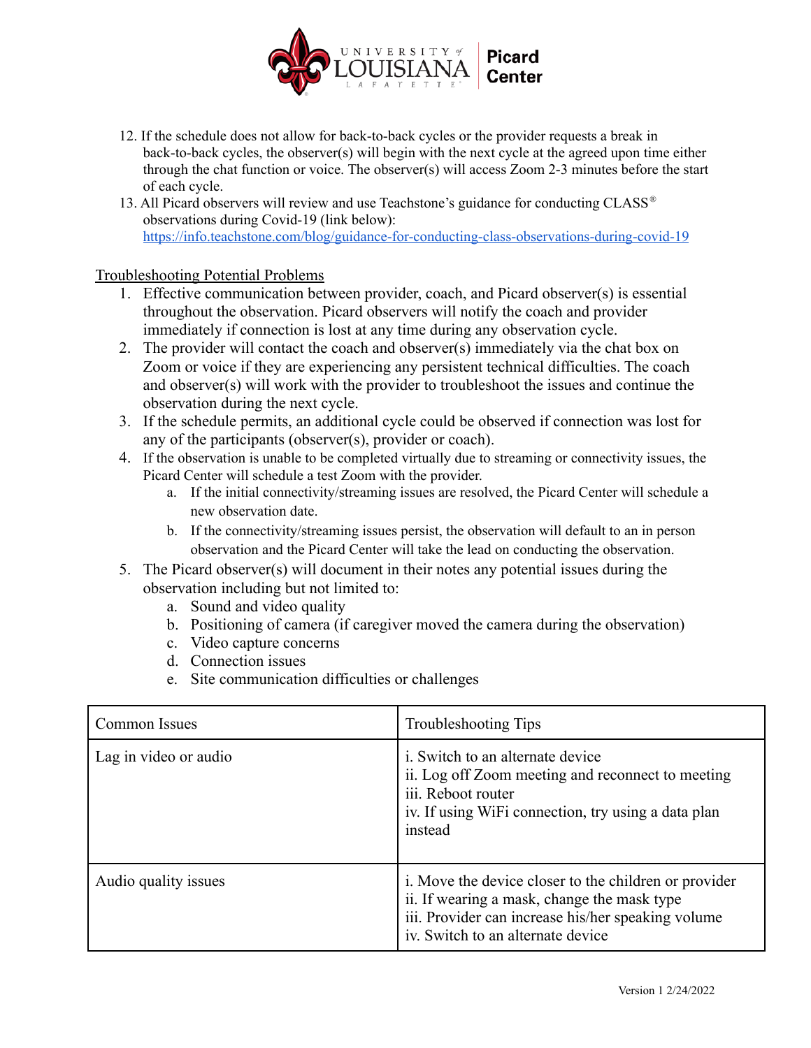12. If the schedule does not allow for back-to-back cycles or the provider requests a break in back-to-back cycles, the observer(s) will begin with the next cycle at the agreed upon time either through the chat function or voice. The observer(s) will access Zoom 2-3 minutes before the start of each cycle.
13. All Picard observers will review and use Teachstone's guidance for conducting CLASS® observations during Covid-19 (link below): https://info.teachstone.com/blog/guidance-for-conducting-class-observations-during-covid-19

Troubleshooting Potential Problems

1. Effective communication between provider, coach, and Picard observer(s) is essential throughout the observation. Picard observers will notify the coach and provider immediately if connection is lost at any time during any observation cycle.
2. The provider will contact the coach and observer(s) immediately via the chat box on Zoom or voice if they are experiencing any persistent technical difficulties. The coach and observer(s) will work with the provider to troubleshoot the issues and continue the observation during the next cycle.
3. If the schedule permits, an additional cycle could be observed if connection was lost for any of the participants (observer(s), provider or coach).
4. If the observation is unable to be completed virtually due to streaming or connectivity issues, the Picard Center will schedule a test Zoom with the provider.
   a. If the initial connectivity/streaming issues are resolved, the Picard Center will schedule a new observation date.
   b. If the connectivity/streaming issues persist, the observation will default to an in person observation and the Picard Center will take the lead on conducting the observation.
5. The Picard observer(s) will document in their notes any potential issues during the observation including but not limited to:
   a. Sound and video quality
   b. Positioning of camera (if caregiver moved the camera during the observation)
   c. Video capture concerns
   d. Connection issues
   e. Site communication difficulties or challenges

| Common Issues | Troubleshooting Tips |
| --- | --- |
| Lag in video or audio | i. Switch to an alternate device<br>ii. Log off Zoom meeting and reconnect to meeting<br>iii. Reboot router<br>iv. If using WiFi connection, try using a data plan instead |
| Audio quality issues | i. Move the device closer to the children or provider<br>ii. If wearing a mask, change the mask type<br>iii. Provider can increase his/her speaking volume<br>iv. Switch to an alternate device |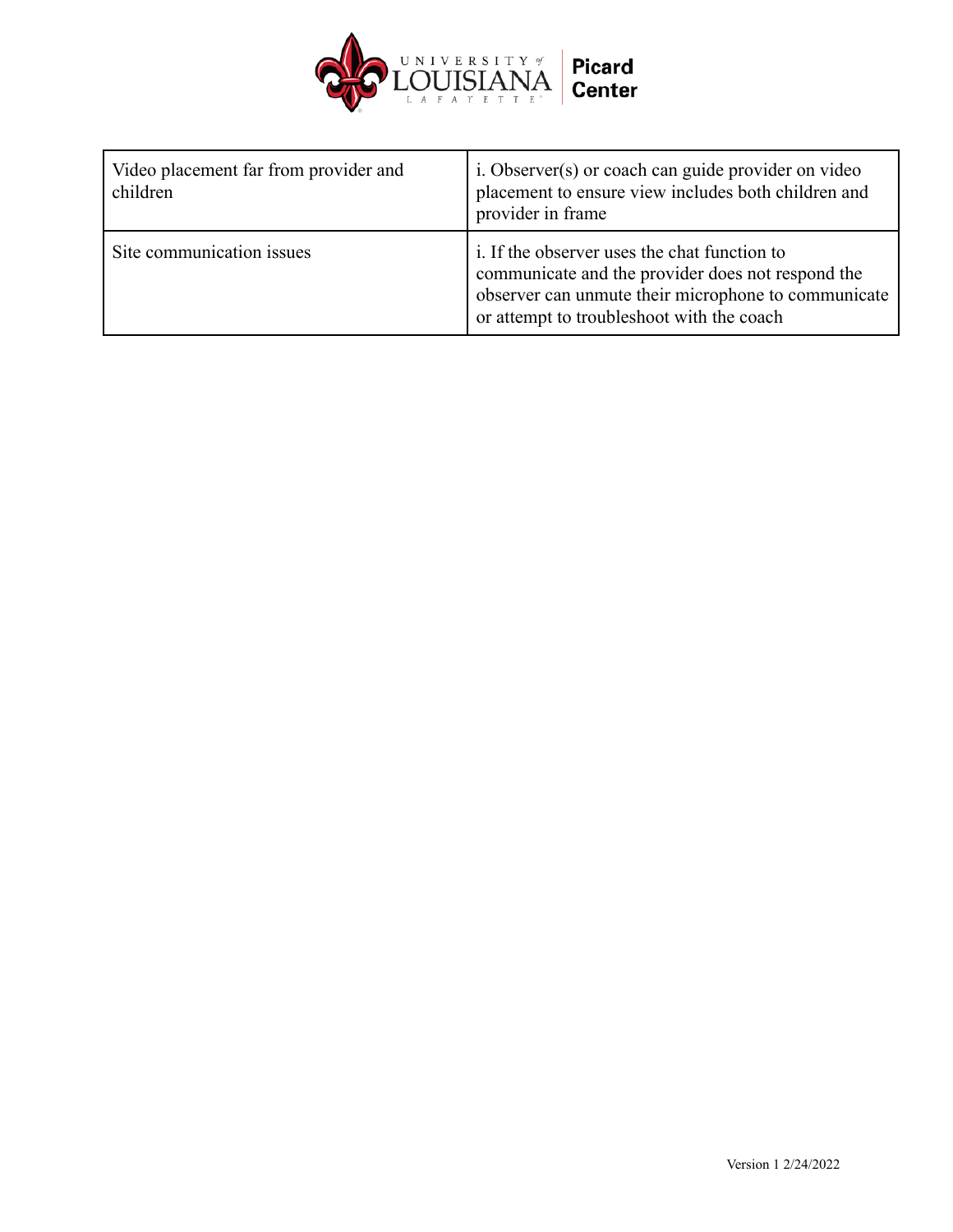| | |
|---|---|
| Video placement far from provider and children | i. Observer(s) or coach can guide provider on video placement to ensure view includes both children and provider in frame |
| Site communication issues | i. If the observer uses the chat function to communicate and the provider does not respond the observer can unmute their microphone to communicate or attempt to troubleshoot with the coach |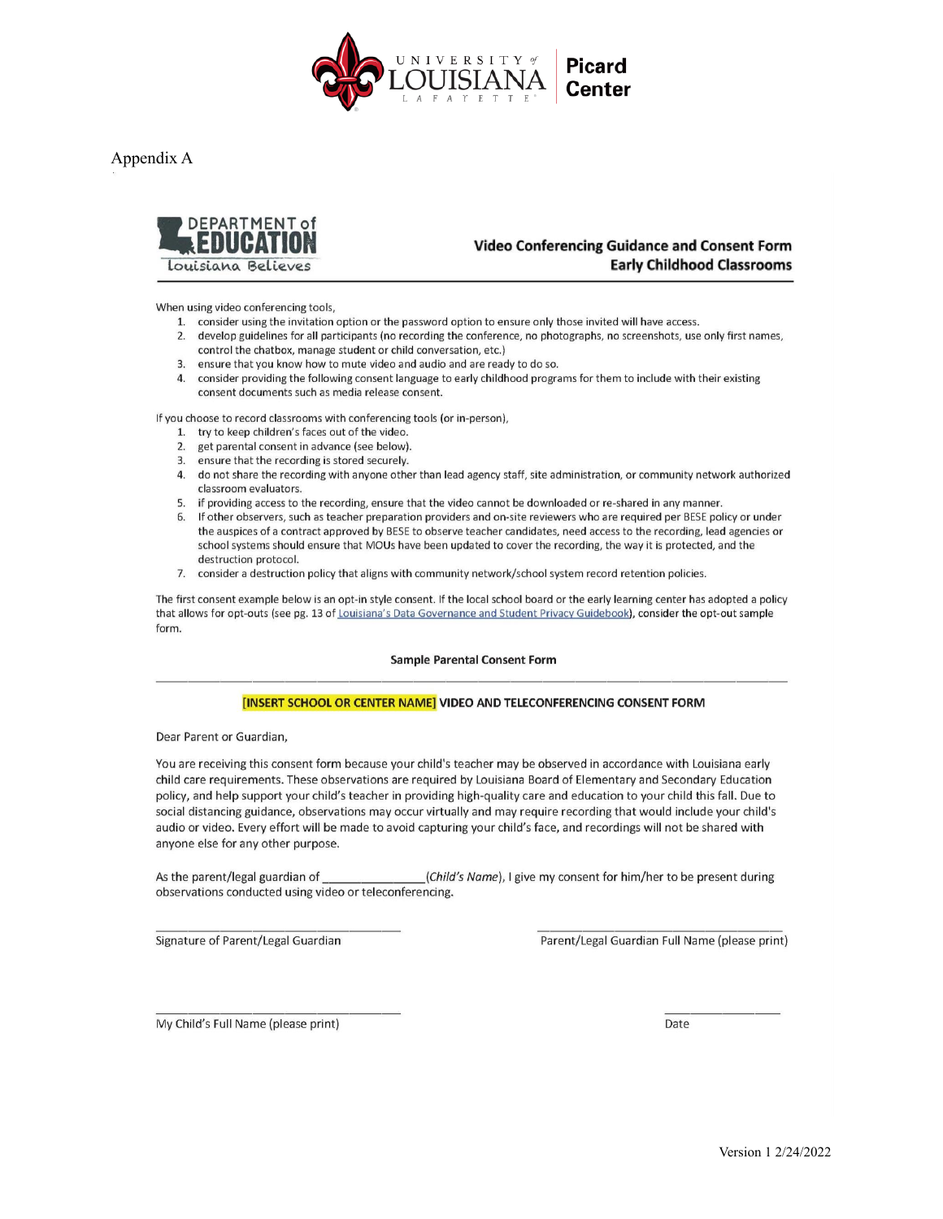Appendix A

**Video Conferencing Guidance and Consent Form**
**Early Childhood Classrooms**

When using video conferencing tools,

1. consider using the invitation option or the password option to ensure only those invited will have access.
2. develop guidelines for all participants (no recording the conference, no photographs, no screenshots, use only first names, control the chatbox, manage student or child conversation, etc.)
3. ensure that you know how to mute video and audio and are ready to do so.
4. consider providing the following consent language to early childhood programs for them to include with their existing consent documents such as media release consent.

If you choose to record classrooms with conferencing tools (or in-person),

1. try to keep children's faces out of the video.
2. get parental consent in advance (see below).
3. ensure that the recording is stored securely.
4. do not share the recording with anyone other than lead agency staff, site administration, or community network authorized classroom evaluators.
5. if providing access to the recording, ensure that the video cannot be downloaded or re-shared in any manner.
6. If other observers, such as teacher preparation providers and on-site reviewers who are required per BESE policy or under the auspices of a contract approved by BESE to observe teacher candidates, need access to the recording, lead agencies or school systems should ensure that MOUs have been updated to cover the recording, the way it is protected, and the destruction protocol.
7. consider a destruction policy that aligns with community network/school system record retention policies.

The first consent example below is an opt-in style consent. If the local school board or the early learning center has adopted a policy that allows for opt-outs (see pg. 13 of Louisiana's Data Governance and Student Privacy Guidebook), consider the opt-out sample form.

**Sample Parental Consent Form**

---

**[INSERT SCHOOL OR CENTER NAME] VIDEO AND TELECONFERENCING CONSENT FORM**

Dear Parent or Guardian,

You are receiving this consent form because your child's teacher may be observed in accordance with Louisiana early child care requirements. These observations are required by Louisiana Board of Elementary and Secondary Education policy, and help support your child's teacher in providing high-quality care and education to your child this fall. Due to social distancing guidance, observations may occur virtually and may require recording that would include your child's audio or video. Every effort will be made to avoid capturing your child's face, and recordings will not be shared with anyone else for any other purpose.

As the parent/legal guardian of _______________(*Child's Name*), I give my consent for him/her to be present during observations conducted using video or teleconferencing.

_______________________________ Signature of Parent/Legal Guardian

_______________________________ Parent/Legal Guardian Full Name (please print)

_______________________________ My Child's Full Name (please print)

_______________ Date

Version 1 2/24/2022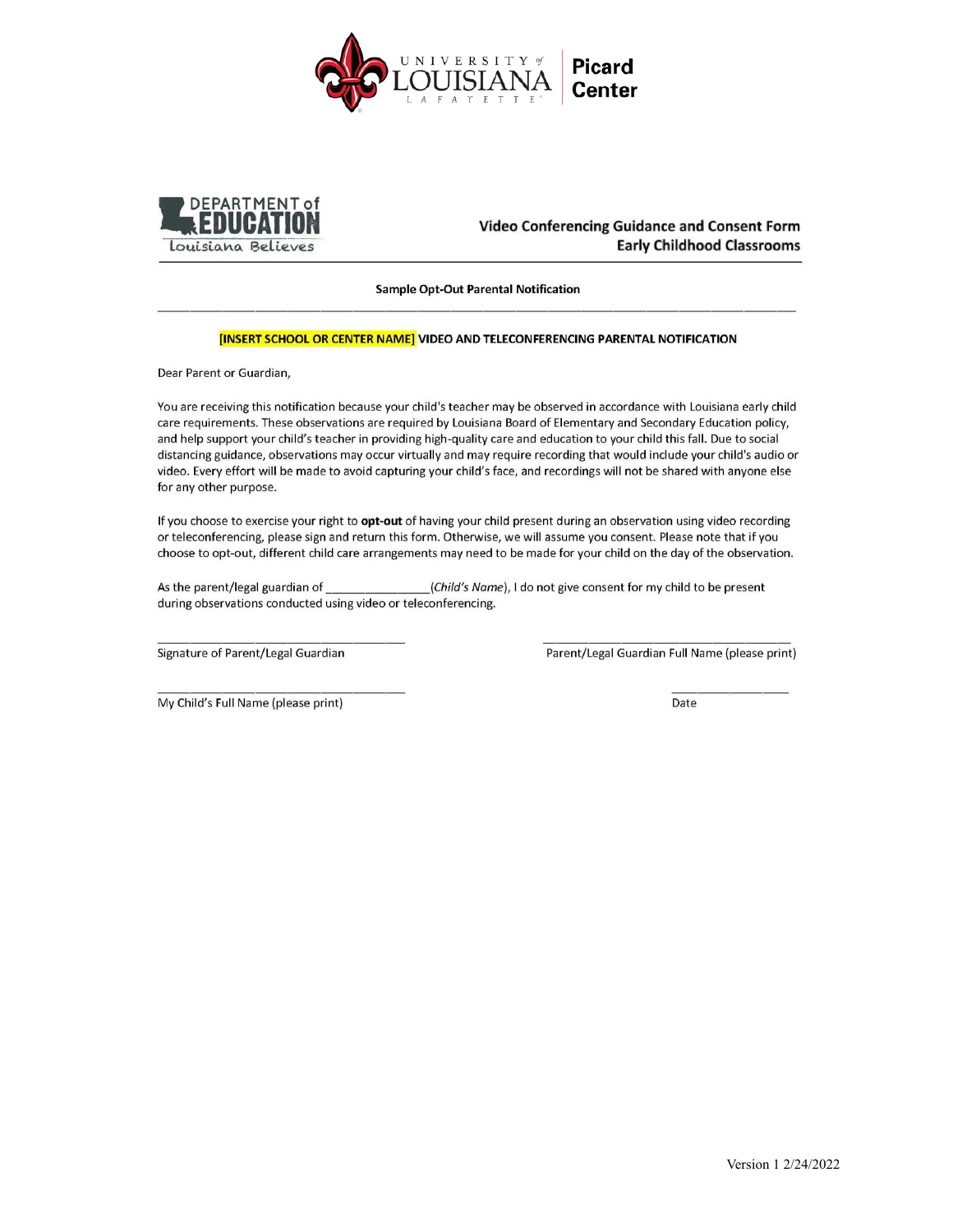Video Conferencing Guidance and Consent Form
Early Childhood Classrooms

**Sample Opt-Out Parental Notification**

---

**[INSERT SCHOOL OR CENTER NAME] VIDEO AND TELECONFERENCING PARENTAL NOTIFICATION**

Dear Parent or Guardian,

You are receiving this notification because your child's teacher may be observed in accordance with Louisiana early child care requirements. These observations are required by Louisiana Board of Elementary and Secondary Education policy, and help support your child's teacher in providing high-quality care and education to your child this fall. Due to social distancing guidance, observations may occur virtually and may require recording that would include your child's audio or video. Every effort will be made to avoid capturing your child's face, and recordings will not be shared with anyone else for any other purpose.

If you choose to exercise your right to **opt-out** of having your child present during an observation using video recording or teleconferencing, please sign and return this form. Otherwise, we will assume you consent. Please note that if you choose to opt-out, different child care arrangements may need to be made for your child on the day of the observation.

As the parent/legal guardian of ________________(*Child's Name*), I do not give consent for my child to be present during observations conducted using video or teleconferencing.

________________________________________
Signature of Parent/Legal Guardian

________________________________________
Parent/Legal Guardian Full Name (please print)

________________________________________
My Child's Full Name (please print)

___________________
Date

Version 1 2/24/2022